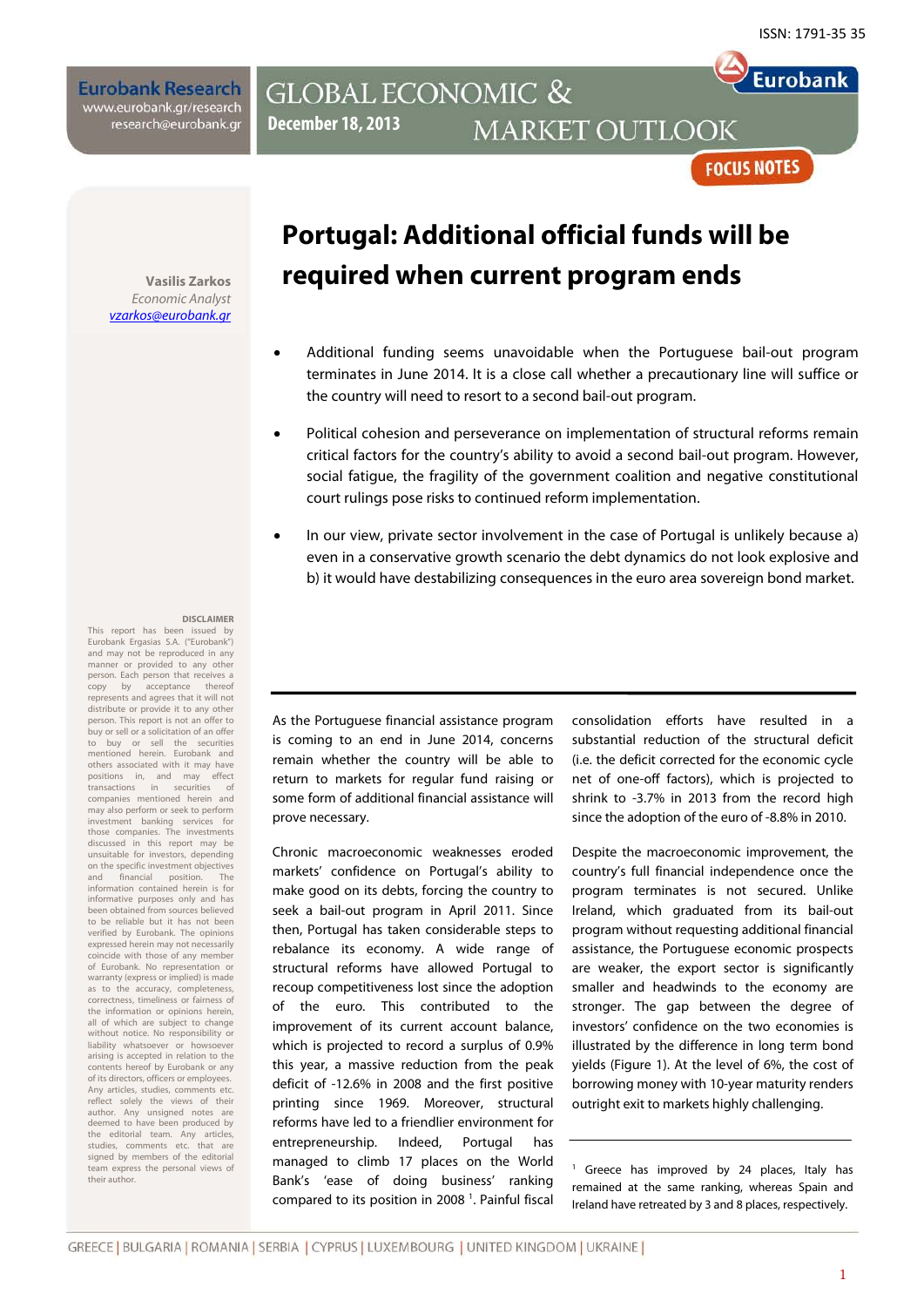ISSN: 1791-35 35

**Eurobank Research**
www.eurobank.gr/research
research@eurobank.gr

GLOBAL ECONOMIC & MARKET OUTLOOK

December 18, 2013

FOCUS NOTES

**Vasilis Zarkos**
*Economic Analyst*
*vzarkos@eurobank.gr*

# Portugal: Additional official funds will be required when current program ends

- Additional funding seems unavoidable when the Portuguese bail-out program terminates in June 2014. It is a close call whether a precautionary line will suffice or the country will need to resort to a second bail-out program.
- Political cohesion and perseverance on implementation of structural reforms remain critical factors for the country's ability to avoid a second bail-out program. However, social fatigue, the fragility of the government coalition and negative constitutional court rulings pose risks to continued reform implementation.
- In our view, private sector involvement in the case of Portugal is unlikely because a) even in a conservative growth scenario the debt dynamics do not look explosive and b) it would have destabilizing consequences in the euro area sovereign bond market.

As the Portuguese financial assistance program is coming to an end in June 2014, concerns remain whether the country will be able to return to markets for regular fund raising or some form of additional financial assistance will prove necessary.

Chronic macroeconomic weaknesses eroded markets' confidence on Portugal's ability to make good on its debts, forcing the country to seek a bail-out program in April 2011. Since then, Portugal has taken considerable steps to rebalance its economy. A wide range of structural reforms have allowed Portugal to recoup competitiveness lost since the adoption of the euro. This contributed to the improvement of its current account balance, which is projected to record a surplus of 0.9% this year, a massive reduction from the peak deficit of -12.6% in 2008 and the first positive printing since 1969. Moreover, structural reforms have led to a friendlier environment for entrepreneurship. Indeed, Portugal has managed to climb 17 places on the World Bank's 'ease of doing business' ranking compared to its position in 2008 [1]. Painful fiscal consolidation efforts have resulted in a substantial reduction of the structural deficit (i.e. the deficit corrected for the economic cycle net of one-off factors), which is projected to shrink to -3.7% in 2013 from the record high since the adoption of the euro of -8.8% in 2010.

Despite the macroeconomic improvement, the country's full financial independence once the program terminates is not secured. Unlike Ireland, which graduated from its bail-out program without requesting additional financial assistance, the Portuguese economic prospects are weaker, the export sector is significantly smaller and headwinds to the economy are stronger. The gap between the degree of investors' confidence on the two economies is illustrated by the difference in long term bond yields (Figure 1). At the level of 6%, the cost of borrowing money with 10-year maturity renders outright exit to markets highly challenging.

[1] Greece has improved by 24 places, Italy has remained at the same ranking, whereas Spain and Ireland have retreated by 3 and 8 places, respectively.

**DISCLAIMER**
This report has been issued by Eurobank Ergasias S.A. ("Eurobank") and may not be reproduced in any manner or provided to any other person. Each person that receives a copy by acceptance thereof represents and agrees that it will not distribute or provide it to any other person. This report is not an offer to buy or sell or a solicitation of an offer to buy or sell the securities mentioned herein. Eurobank and others associated with it may have positions in, and may effect transactions in securities of companies mentioned herein and may also perform or seek to perform investment banking services for those companies. The investments discussed in this report may be unsuitable for investors, depending on the specific investment objectives and financial position. The information contained herein is for informative purposes only and has been obtained from sources believed to be reliable but it has not been verified by Eurobank. The opinions expressed herein may not necessarily coincide with those of any member of Eurobank. No representation or warranty (express or implied) is made as to the accuracy, completeness, correctness, timeliness or fairness of the information or opinions herein, all of which are subject to change without notice. No responsibility or liability whatsoever or howsoever arising is accepted in relation to the contents hereof by Eurobank or any of its directors, officers or employees. Any articles, studies, comments etc. reflect solely the views of their author. Any unsigned notes are deemed to have been produced by the editorial team. Any articles, studies, comments etc. that are signed by members of the editorial team express the personal views of their author.

GREECE | BULGARIA | ROMANIA | SERBIA | CYPRUS | LUXEMBOURG | UNITED KINGDOM | UKRAINE |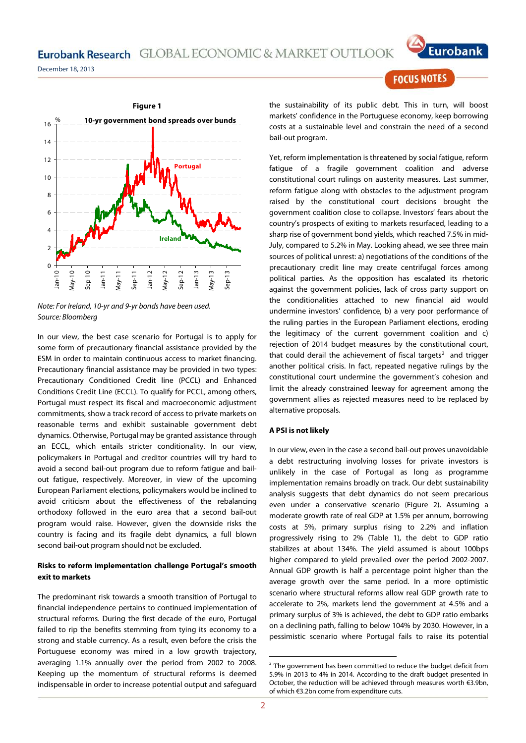**Figure 1**

**10-yr government bond spreads over bunds**

*Note: For Ireland, 10-yr and 9-yr bonds have been used.*
*Source: Bloomberg*

In our view, the best case scenario for Portugal is to apply for some form of precautionary financial assistance provided by the ESM in order to maintain continuous access to market financing. Precautionary financial assistance may be provided in two types: Precautionary Conditioned Credit line (PCCL) and Enhanced Conditions Credit Line (ECCL). To qualify for PCCL, among others, Portugal must respect its fiscal and macroeconomic adjustment commitments, show a track record of access to private markets on reasonable terms and exhibit sustainable government debt dynamics. Otherwise, Portugal may be granted assistance through an ECCL, which entails stricter conditionality. In our view, policymakers in Portugal and creditor countries will try hard to avoid a second bail-out program due to reform fatigue and bail-out fatigue, respectively. Moreover, in view of the upcoming European Parliament elections, policymakers would be inclined to avoid criticism about the effectiveness of the rebalancing orthodoxy followed in the euro area that a second bail-out program would raise. However, given the downside risks the country is facing and its fragile debt dynamics, a full blown second bail-out program should not be excluded.

**Risks to reform implementation challenge Portugal's smooth exit to markets**

The predominant risk towards a smooth transition of Portugal to financial independence pertains to continued implementation of structural reforms. During the first decade of the euro, Portugal failed to rip the benefits stemming from tying its economy to a strong and stable currency. As a result, even before the crisis the Portuguese economy was mired in a low growth trajectory, averaging 1.1% annually over the period from 2002 to 2008. Keeping up the momentum of structural reforms is deemed indispensable in order to increase potential output and safeguard the sustainability of its public debt. This in turn, will boost markets' confidence in the Portuguese economy, keep borrowing costs at a sustainable level and constrain the need of a second bail-out program.

Yet, reform implementation is threatened by social fatigue, reform fatigue of a fragile government coalition and adverse constitutional court rulings on austerity measures. Last summer, reform fatigue along with obstacles to the adjustment program raised by the constitutional court decisions brought the government coalition close to collapse. Investors' fears about the country's prospects of exiting to markets resurfaced, leading to a sharp rise of government bond yields, which reached 7.5% in mid-July, compared to 5.2% in May. Looking ahead, we see three main sources of political unrest: a) negotiations of the conditions of the precautionary credit line may create centrifugal forces among political parties. As the opposition has escalated its rhetoric against the government policies, lack of cross party support on the conditionalities attached to new financial aid would undermine investors' confidence, b) a very poor performance of the ruling parties in the European Parliament elections, eroding the legitimacy of the current government coalition and c) rejection of 2014 budget measures by the constitutional court, that could derail the achievement of fiscal targets[2] and trigger another political crisis. In fact, repeated negative rulings by the constitutional court undermine the government's cohesion and limit the already constrained leeway for agreement among the government allies as rejected measures need to be replaced by alternative proposals.

**A PSI is not likely**

In our view, even in the case a second bail-out proves unavoidable a debt restructuring involving losses for private investors is unlikely in the case of Portugal as long as programme implementation remains broadly on track. Our debt sustainability analysis suggests that debt dynamics do not seem precarious even under a conservative scenario (Figure 2). Assuming a moderate growth rate of real GDP at 1.5% per annum, borrowing costs at 5%, primary surplus rising to 2.2% and inflation progressively rising to 2% (Table 1), the debt to GDP ratio stabilizes at about 134%. The yield assumed is about 100bps higher compared to yield prevailed over the period 2002-2007. Annual GDP growth is half a percentage point higher than the average growth over the same period. In a more optimistic scenario where structural reforms allow real GDP growth rate to accelerate to 2%, markets lend the government at 4.5% and a primary surplus of 3% is achieved, the debt to GDP ratio embarks on a declining path, falling to below 104% by 2030. However, in a pessimistic scenario where Portugal fails to raise its potential

[2] The government has been committed to reduce the budget deficit from 5.9% in 2013 to 4% in 2014. According to the draft budget presented in October, the reduction will be achieved through measures worth €3.9bn, of which €3.2bn come from expenditure cuts.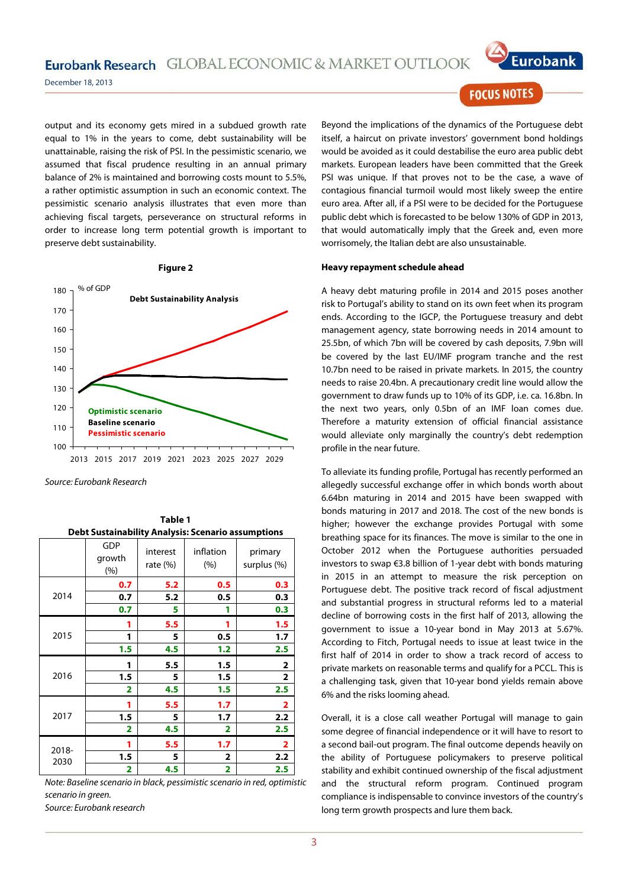output and its economy gets mired in a subdued growth rate equal to 1% in the years to come, debt sustainability will be unattainable, raising the risk of PSI. In the pessimistic scenario, we assumed that fiscal prudence resulting in an annual primary balance of 2% is maintained and borrowing costs mount to 5.5%, a rather optimistic assumption in such an economic context. The pessimistic scenario analysis illustrates that even more than achieving fiscal targets, perseverance on structural reforms in order to increase long term potential growth is important to preserve debt sustainability.

**Figure 2**

Debt Sustainability Analysis (% of GDP)

Optimistic scenario
Baseline scenario
Pessimistic scenario

*Source: Eurobank Research*

**Table 1**
**Debt Sustainability Analysis: Scenario assumptions**

| | GDP growth (%) | interest rate (%) | inflation (%) | primary surplus (%) |
|---|---|---|---|---|
| 2014 | 0.7 | 5.2 | 0.5 | 0.3 |
| | 0.7 | 5.2 | 0.5 | 0.3 |
| | 0.7 | 5 | 1 | 0.3 |
| 2015 | 1 | 5.5 | 1 | 1.5 |
| | 1 | 5 | 0.5 | 1.7 |
| | 1.5 | 4.5 | 1.2 | 2.5 |
| 2016 | 1 | 5.5 | 1.5 | 2 |
| | 1.5 | 5 | 1.5 | 2 |
| | 2 | 4.5 | 1.5 | 2.5 |
| 2017 | 1 | 5.5 | 1.7 | 2 |
| | 1.5 | 5 | 1.7 | 2.2 |
| | 2 | 4.5 | 2 | 2.5 |
| 2018-2030 | 1 | 5.5 | 1.7 | 2 |
| | 1.5 | 5 | 2 | 2.2 |
| | 2 | 4.5 | 2 | 2.5 |

*Note: Baseline scenario in black, pessimistic scenario in red, optimistic scenario in green.*
*Source: Eurobank research*

Beyond the implications of the dynamics of the Portuguese debt itself, a haircut on private investors' government bond holdings would be avoided as it could destabilise the euro area public debt markets. European leaders have been committed that the Greek PSI was unique. If that proves not to be the case, a wave of contagious financial turmoil would most likely sweep the entire euro area. After all, if a PSI were to be decided for the Portuguese public debt which is forecasted to be below 130% of GDP in 2013, that would automatically imply that the Greek and, even more worrisomely, the Italian debt are also unsustainable.

**Heavy repayment schedule ahead**

A heavy debt maturing profile in 2014 and 2015 poses another risk to Portugal's ability to stand on its own feet when its program ends. According to the IGCP, the Portuguese treasury and debt management agency, state borrowing needs in 2014 amount to 25.5bn, of which 7bn will be covered by cash deposits, 7.9bn will be covered by the last EU/IMF program tranche and the rest 10.7bn need to be raised in private markets. In 2015, the country needs to raise 20.4bn. A precautionary credit line would allow the government to draw funds up to 10% of its GDP, i.e. ca. 16.8bn. In the next two years, only 0.5bn of an IMF loan comes due. Therefore a maturity extension of official financial assistance would alleviate only marginally the country's debt redemption profile in the near future.

To alleviate its funding profile, Portugal has recently performed an allegedly successful exchange offer in which bonds worth about 6.64bn maturing in 2014 and 2015 have been swapped with bonds maturing in 2017 and 2018. The cost of the new bonds is higher; however the exchange provides Portugal with some breathing space for its finances. The move is similar to the one in October 2012 when the Portuguese authorities persuaded investors to swap €3.8 billion of 1-year debt with bonds maturing in 2015 in an attempt to measure the risk perception on Portuguese debt. The positive track record of fiscal adjustment and substantial progress in structural reforms led to a material decline of borrowing costs in the first half of 2013, allowing the government to issue a 10-year bond in May 2013 at 5.67%. According to Fitch, Portugal needs to issue at least twice in the first half of 2014 in order to show a track record of access to private markets on reasonable terms and qualify for a PCCL. This is a challenging task, given that 10-year bond yields remain above 6% and the risks looming ahead.

Overall, it is a close call weather Portugal will manage to gain some degree of financial independence or it will have to resort to a second bail-out program. The final outcome depends heavily on the ability of Portuguese policymakers to preserve political stability and exhibit continued ownership of the fiscal adjustment and the structural reform program. Continued program compliance is indispensable to convince investors of the country's long term growth prospects and lure them back.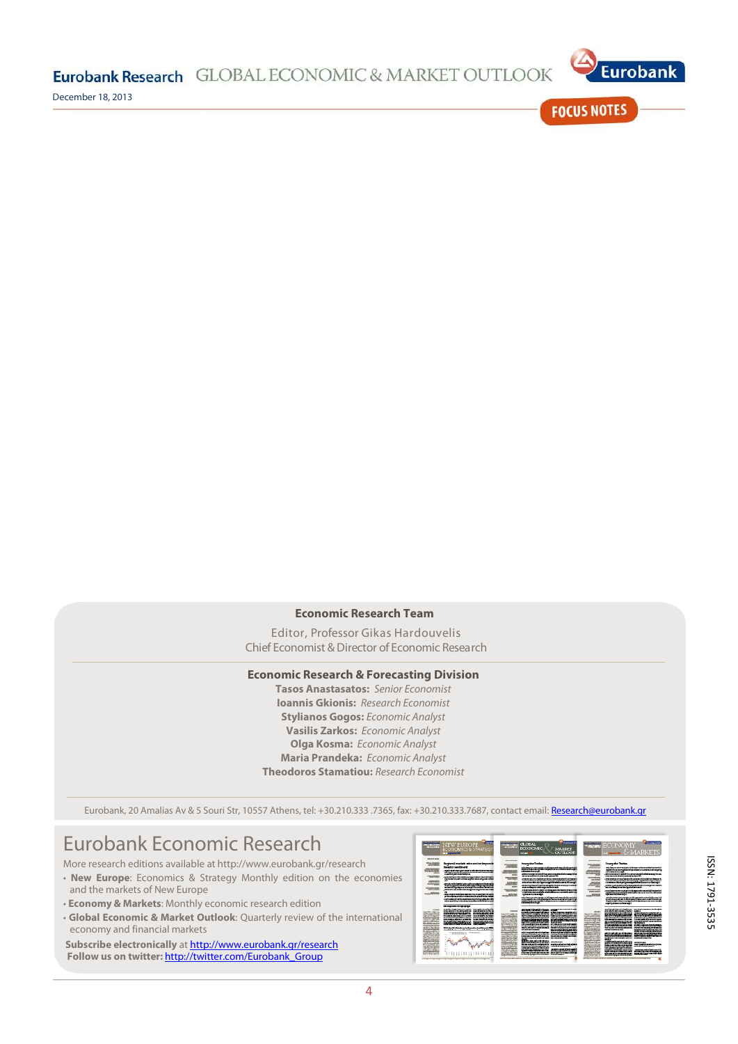**Economic Research Team**

Editor, Professor Gikas Hardouvelis
Chief Economist & Director of Economic Research

**Economic Research & Forecasting Division**

**Tasos Anastasatos:** *Senior Economist*
**Ioannis Gkionis:** *Research Economist*
**Stylianos Gogos:** *Economic Analyst*
**Vasilis Zarkos:** *Economic Analyst*
**Olga Kosma:** *Economic Analyst*
**Maria Prandeka:** *Economic Analyst*
**Theodoros Stamatiou:** *Research Economist*

Eurobank, 20 Amalias Av & 5 Souri Str, 10557 Athens, tel: +30.210.333 .7365, fax: +30.210.333.7687, contact email: Research@eurobank.gr

# Eurobank Economic Research

More research editions available at http://www.eurobank.gr/research

- **New Europe**: Economics & Strategy Monthly edition on the economies and the markets of New Europe
- **Economy & Markets**: Monthly economic research edition
- **Global Economic & Market Outlook**: Quarterly review of the international economy and financial markets

**Subscribe electronically** at http://www.eurobank.gr/research
**Follow us on twitter:** http://twitter.com/Eurobank_Group

ISSN: 1791-3535